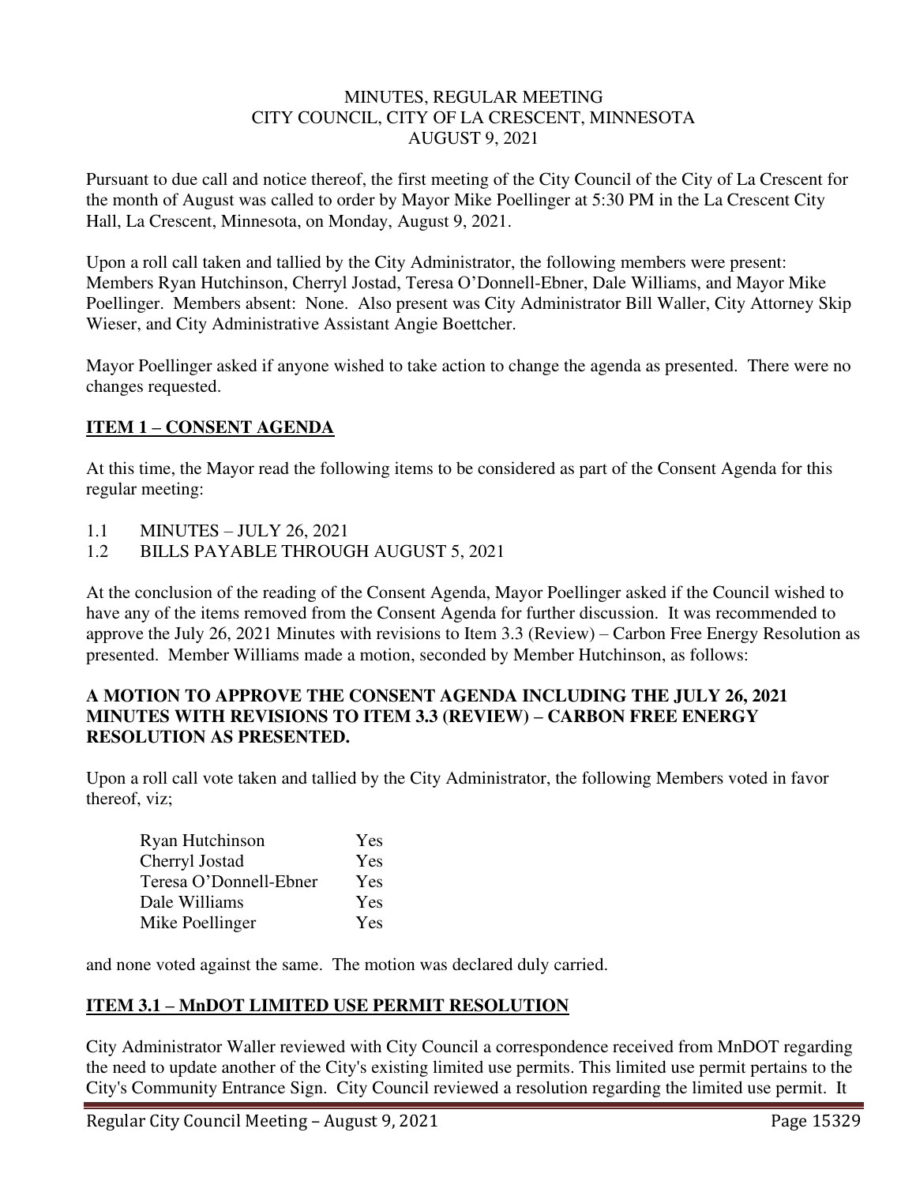MINUTES, REGULAR MEETING
CITY COUNCIL, CITY OF LA CRESCENT, MINNESOTA
AUGUST 9, 2021

Pursuant to due call and notice thereof, the first meeting of the City Council of the City of La Crescent for the month of August was called to order by Mayor Mike Poellinger at 5:30 PM in the La Crescent City Hall, La Crescent, Minnesota, on Monday, August 9, 2021.

Upon a roll call taken and tallied by the City Administrator, the following members were present: Members Ryan Hutchinson, Cherryl Jostad, Teresa O'Donnell-Ebner, Dale Williams, and Mayor Mike Poellinger. Members absent: None. Also present was City Administrator Bill Waller, City Attorney Skip Wieser, and City Administrative Assistant Angie Boettcher.

Mayor Poellinger asked if anyone wished to take action to change the agenda as presented. There were no changes requested.

## ITEM 1 – CONSENT AGENDA

At this time, the Mayor read the following items to be considered as part of the Consent Agenda for this regular meeting:

1.1 MINUTES – JULY 26, 2021
1.2 BILLS PAYABLE THROUGH AUGUST 5, 2021

At the conclusion of the reading of the Consent Agenda, Mayor Poellinger asked if the Council wished to have any of the items removed from the Consent Agenda for further discussion. It was recommended to approve the July 26, 2021 Minutes with revisions to Item 3.3 (Review) – Carbon Free Energy Resolution as presented. Member Williams made a motion, seconded by Member Hutchinson, as follows:

**A MOTION TO APPROVE THE CONSENT AGENDA INCLUDING THE JULY 26, 2021 MINUTES WITH REVISIONS TO ITEM 3.3 (REVIEW) – CARBON FREE ENERGY RESOLUTION AS PRESENTED.**

Upon a roll call vote taken and tallied by the City Administrator, the following Members voted in favor thereof, viz;

| | |
|---|---|
| Ryan Hutchinson | Yes |
| Cherryl Jostad | Yes |
| Teresa O'Donnell-Ebner | Yes |
| Dale Williams | Yes |
| Mike Poellinger | Yes |

and none voted against the same. The motion was declared duly carried.

## ITEM 3.1 – MnDOT LIMITED USE PERMIT RESOLUTION

City Administrator Waller reviewed with City Council a correspondence received from MnDOT regarding the need to update another of the City's existing limited use permits. This limited use permit pertains to the City's Community Entrance Sign. City Council reviewed a resolution regarding the limited use permit. It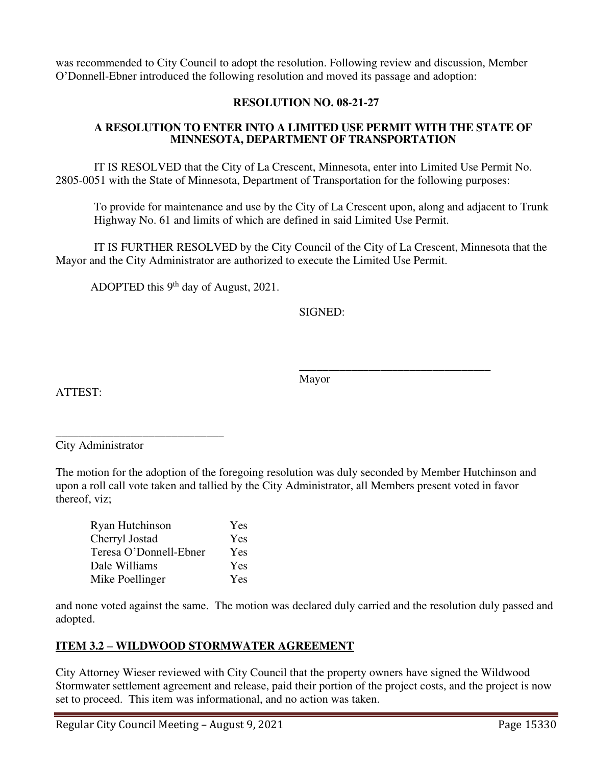was recommended to City Council to adopt the resolution. Following review and discussion, Member O'Donnell-Ebner introduced the following resolution and moved its passage and adoption:

**RESOLUTION NO. 08-21-27**

**A RESOLUTION TO ENTER INTO A LIMITED USE PERMIT WITH THE STATE OF MINNESOTA, DEPARTMENT OF TRANSPORTATION**

IT IS RESOLVED that the City of La Crescent, Minnesota, enter into Limited Use Permit No. 2805-0051 with the State of Minnesota, Department of Transportation for the following purposes:

> To provide for maintenance and use by the City of La Crescent upon, along and adjacent to Trunk Highway No. 61 and limits of which are defined in said Limited Use Permit.

IT IS FURTHER RESOLVED by the City Council of the City of La Crescent, Minnesota that the Mayor and the City Administrator are authorized to execute the Limited Use Permit.

ADOPTED this 9th day of August, 2021.

SIGNED:

_________________________________
Mayor

ATTEST:

_____________________________
City Administrator

The motion for the adoption of the foregoing resolution was duly seconded by Member Hutchinson and upon a roll call vote taken and tallied by the City Administrator, all Members present voted in favor thereof, viz;

| | |
|---|---|
| Ryan Hutchinson | Yes |
| Cherryl Jostad | Yes |
| Teresa O'Donnell-Ebner | Yes |
| Dale Williams | Yes |
| Mike Poellinger | Yes |

and none voted against the same. The motion was declared duly carried and the resolution duly passed and adopted.

## ITEM 3.2 – WILDWOOD STORMWATER AGREEMENT

City Attorney Wieser reviewed with City Council that the property owners have signed the Wildwood Stormwater settlement agreement and release, paid their portion of the project costs, and the project is now set to proceed. This item was informational, and no action was taken.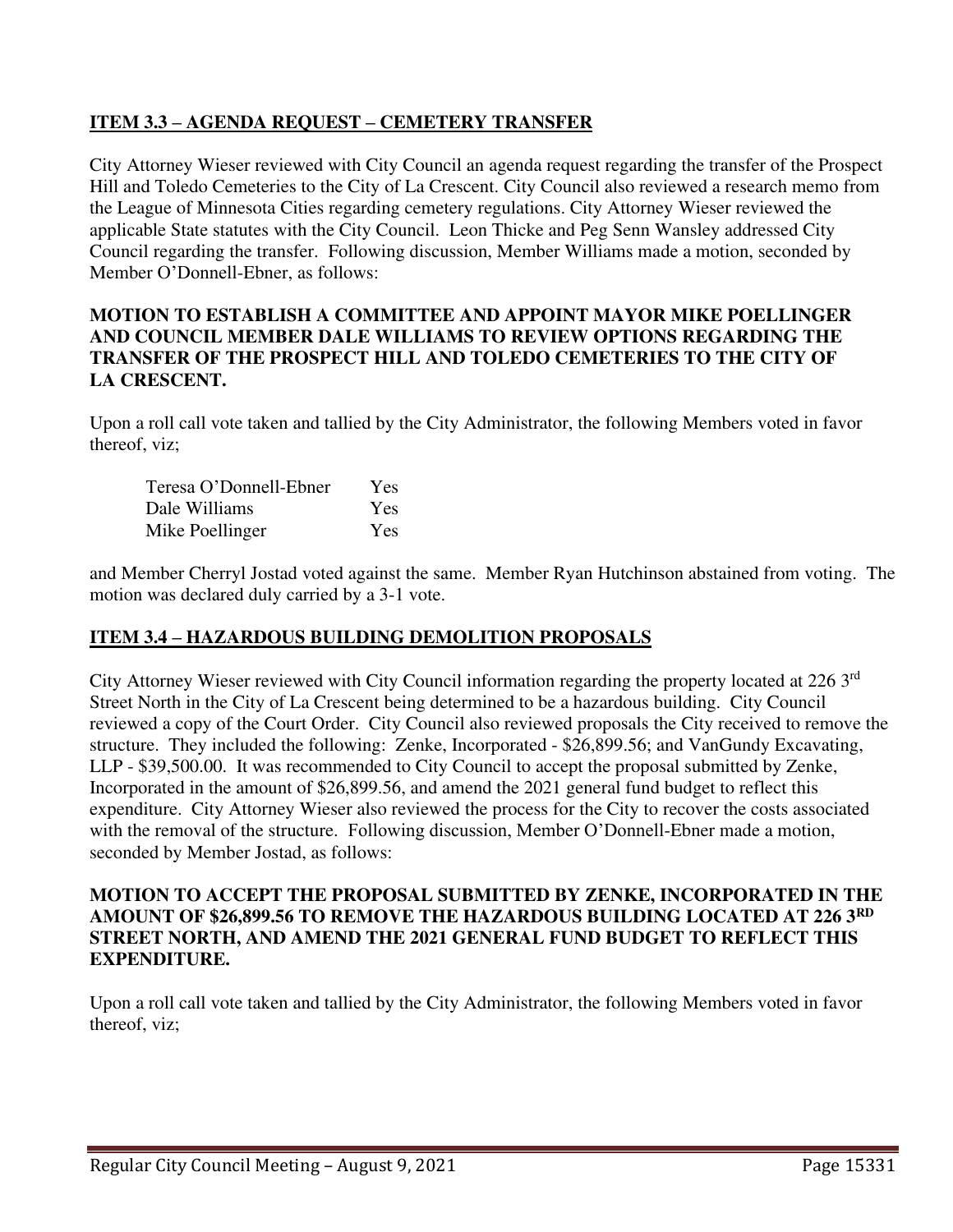## ITEM 3.3 – AGENDA REQUEST – CEMETERY TRANSFER

City Attorney Wieser reviewed with City Council an agenda request regarding the transfer of the Prospect Hill and Toledo Cemeteries to the City of La Crescent. City Council also reviewed a research memo from the League of Minnesota Cities regarding cemetery regulations. City Attorney Wieser reviewed the applicable State statutes with the City Council. Leon Thicke and Peg Senn Wansley addressed City Council regarding the transfer. Following discussion, Member Williams made a motion, seconded by Member O'Donnell-Ebner, as follows:

**MOTION TO ESTABLISH A COMMITTEE AND APPOINT MAYOR MIKE POELLINGER AND COUNCIL MEMBER DALE WILLIAMS TO REVIEW OPTIONS REGARDING THE TRANSFER OF THE PROSPECT HILL AND TOLEDO CEMETERIES TO THE CITY OF LA CRESCENT.**

Upon a roll call vote taken and tallied by the City Administrator, the following Members voted in favor thereof, viz;

| | |
|---|---|
| Teresa O'Donnell-Ebner | Yes |
| Dale Williams | Yes |
| Mike Poellinger | Yes |

and Member Cherryl Jostad voted against the same. Member Ryan Hutchinson abstained from voting. The motion was declared duly carried by a 3-1 vote.

## ITEM 3.4 – HAZARDOUS BUILDING DEMOLITION PROPOSALS

City Attorney Wieser reviewed with City Council information regarding the property located at 226 3rd Street North in the City of La Crescent being determined to be a hazardous building. City Council reviewed a copy of the Court Order. City Council also reviewed proposals the City received to remove the structure. They included the following: Zenke, Incorporated - $26,899.56; and VanGundy Excavating, LLP - $39,500.00. It was recommended to City Council to accept the proposal submitted by Zenke, Incorporated in the amount of $26,899.56, and amend the 2021 general fund budget to reflect this expenditure. City Attorney Wieser also reviewed the process for the City to recover the costs associated with the removal of the structure. Following discussion, Member O'Donnell-Ebner made a motion, seconded by Member Jostad, as follows:

**MOTION TO ACCEPT THE PROPOSAL SUBMITTED BY ZENKE, INCORPORATED IN THE AMOUNT OF $26,899.56 TO REMOVE THE HAZARDOUS BUILDING LOCATED AT 226 3RD STREET NORTH, AND AMEND THE 2021 GENERAL FUND BUDGET TO REFLECT THIS EXPENDITURE.**

Upon a roll call vote taken and tallied by the City Administrator, the following Members voted in favor thereof, viz;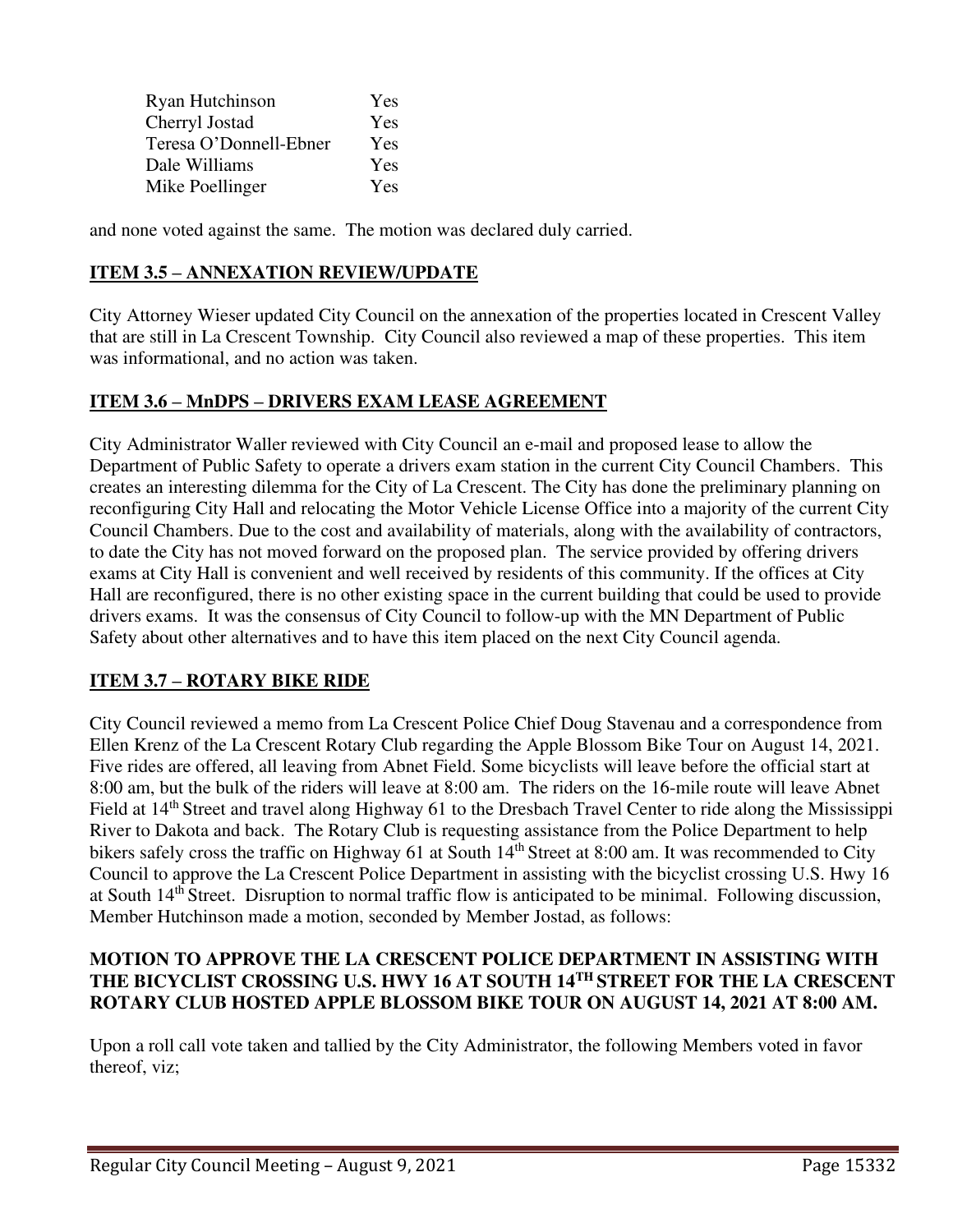| | |
|---|---|
| Ryan Hutchinson | Yes |
| Cherryl Jostad | Yes |
| Teresa O'Donnell-Ebner | Yes |
| Dale Williams | Yes |
| Mike Poellinger | Yes |

and none voted against the same. The motion was declared duly carried.

## ITEM 3.5 – ANNEXATION REVIEW/UPDATE

City Attorney Wieser updated City Council on the annexation of the properties located in Crescent Valley that are still in La Crescent Township. City Council also reviewed a map of these properties. This item was informational, and no action was taken.

## ITEM 3.6 – MnDPS – DRIVERS EXAM LEASE AGREEMENT

City Administrator Waller reviewed with City Council an e-mail and proposed lease to allow the Department of Public Safety to operate a drivers exam station in the current City Council Chambers. This creates an interesting dilemma for the City of La Crescent. The City has done the preliminary planning on reconfiguring City Hall and relocating the Motor Vehicle License Office into a majority of the current City Council Chambers. Due to the cost and availability of materials, along with the availability of contractors, to date the City has not moved forward on the proposed plan. The service provided by offering drivers exams at City Hall is convenient and well received by residents of this community. If the offices at City Hall are reconfigured, there is no other existing space in the current building that could be used to provide drivers exams. It was the consensus of City Council to follow-up with the MN Department of Public Safety about other alternatives and to have this item placed on the next City Council agenda.

## ITEM 3.7 – ROTARY BIKE RIDE

City Council reviewed a memo from La Crescent Police Chief Doug Stavenau and a correspondence from Ellen Krenz of the La Crescent Rotary Club regarding the Apple Blossom Bike Tour on August 14, 2021. Five rides are offered, all leaving from Abnet Field. Some bicyclists will leave before the official start at 8:00 am, but the bulk of the riders will leave at 8:00 am. The riders on the 16-mile route will leave Abnet Field at 14th Street and travel along Highway 61 to the Dresbach Travel Center to ride along the Mississippi River to Dakota and back. The Rotary Club is requesting assistance from the Police Department to help bikers safely cross the traffic on Highway 61 at South 14th Street at 8:00 am. It was recommended to City Council to approve the La Crescent Police Department in assisting with the bicyclist crossing U.S. Hwy 16 at South 14th Street. Disruption to normal traffic flow is anticipated to be minimal. Following discussion, Member Hutchinson made a motion, seconded by Member Jostad, as follows:

**MOTION TO APPROVE THE LA CRESCENT POLICE DEPARTMENT IN ASSISTING WITH THE BICYCLIST CROSSING U.S. HWY 16 AT SOUTH 14TH STREET FOR THE LA CRESCENT ROTARY CLUB HOSTED APPLE BLOSSOM BIKE TOUR ON AUGUST 14, 2021 AT 8:00 AM.**

Upon a roll call vote taken and tallied by the City Administrator, the following Members voted in favor thereof, viz;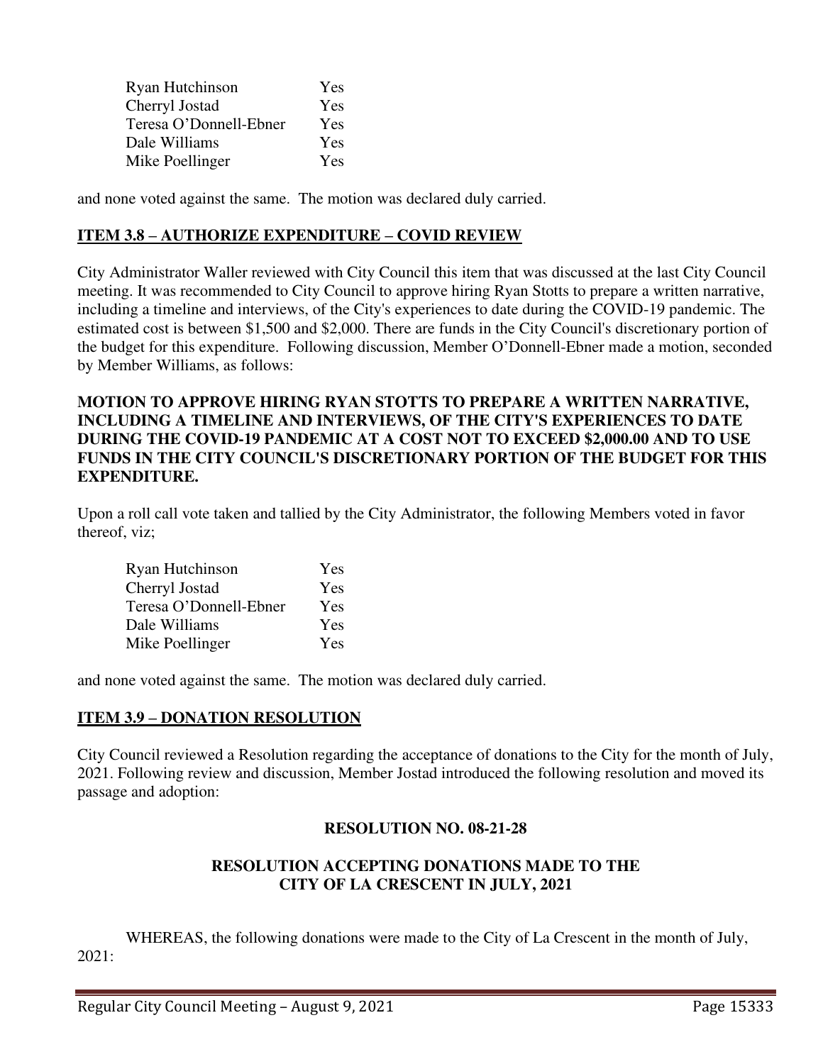| | |
|---|---|
| Ryan Hutchinson | Yes |
| Cherryl Jostad | Yes |
| Teresa O'Donnell-Ebner | Yes |
| Dale Williams | Yes |
| Mike Poellinger | Yes |

and none voted against the same. The motion was declared duly carried.

## ITEM 3.8 – AUTHORIZE EXPENDITURE – COVID REVIEW

City Administrator Waller reviewed with City Council this item that was discussed at the last City Council meeting. It was recommended to City Council to approve hiring Ryan Stotts to prepare a written narrative, including a timeline and interviews, of the City's experiences to date during the COVID-19 pandemic. The estimated cost is between $1,500 and $2,000. There are funds in the City Council's discretionary portion of the budget for this expenditure. Following discussion, Member O'Donnell-Ebner made a motion, seconded by Member Williams, as follows:

**MOTION TO APPROVE HIRING RYAN STOTTS TO PREPARE A WRITTEN NARRATIVE, INCLUDING A TIMELINE AND INTERVIEWS, OF THE CITY'S EXPERIENCES TO DATE DURING THE COVID-19 PANDEMIC AT A COST NOT TO EXCEED $2,000.00 AND TO USE FUNDS IN THE CITY COUNCIL'S DISCRETIONARY PORTION OF THE BUDGET FOR THIS EXPENDITURE.**

Upon a roll call vote taken and tallied by the City Administrator, the following Members voted in favor thereof, viz;

| | |
|---|---|
| Ryan Hutchinson | Yes |
| Cherryl Jostad | Yes |
| Teresa O'Donnell-Ebner | Yes |
| Dale Williams | Yes |
| Mike Poellinger | Yes |

and none voted against the same. The motion was declared duly carried.

## ITEM 3.9 – DONATION RESOLUTION

City Council reviewed a Resolution regarding the acceptance of donations to the City for the month of July, 2021. Following review and discussion, Member Jostad introduced the following resolution and moved its passage and adoption:

**RESOLUTION NO. 08-21-28**

**RESOLUTION ACCEPTING DONATIONS MADE TO THE CITY OF LA CRESCENT IN JULY, 2021**

WHEREAS, the following donations were made to the City of La Crescent in the month of July, 2021: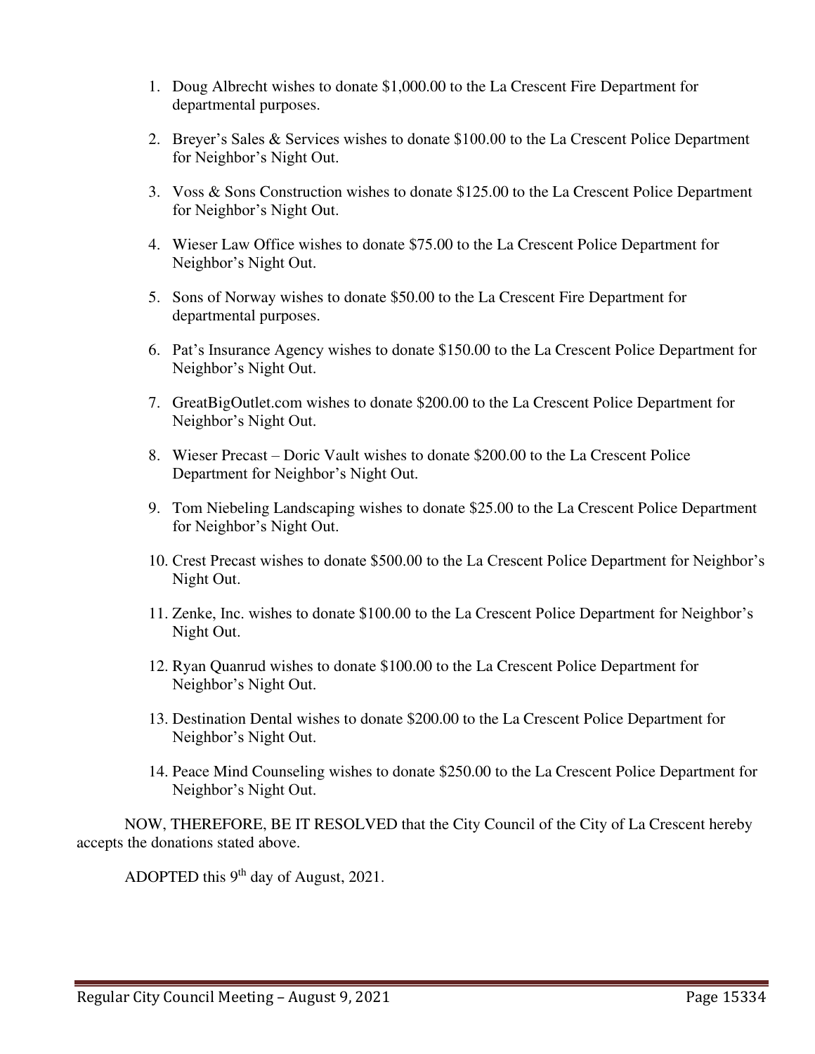1. Doug Albrecht wishes to donate $1,000.00 to the La Crescent Fire Department for departmental purposes.

2. Breyer's Sales & Services wishes to donate $100.00 to the La Crescent Police Department for Neighbor's Night Out.

3. Voss & Sons Construction wishes to donate $125.00 to the La Crescent Police Department for Neighbor's Night Out.

4. Wieser Law Office wishes to donate $75.00 to the La Crescent Police Department for Neighbor's Night Out.

5. Sons of Norway wishes to donate $50.00 to the La Crescent Fire Department for departmental purposes.

6. Pat's Insurance Agency wishes to donate $150.00 to the La Crescent Police Department for Neighbor's Night Out.

7. GreatBigOutlet.com wishes to donate $200.00 to the La Crescent Police Department for Neighbor's Night Out.

8. Wieser Precast – Doric Vault wishes to donate $200.00 to the La Crescent Police Department for Neighbor's Night Out.

9. Tom Niebeling Landscaping wishes to donate $25.00 to the La Crescent Police Department for Neighbor's Night Out.

10. Crest Precast wishes to donate $500.00 to the La Crescent Police Department for Neighbor's Night Out.

11. Zenke, Inc. wishes to donate $100.00 to the La Crescent Police Department for Neighbor's Night Out.

12. Ryan Quanrud wishes to donate $100.00 to the La Crescent Police Department for Neighbor's Night Out.

13. Destination Dental wishes to donate $200.00 to the La Crescent Police Department for Neighbor's Night Out.

14. Peace Mind Counseling wishes to donate $250.00 to the La Crescent Police Department for Neighbor's Night Out.

NOW, THEREFORE, BE IT RESOLVED that the City Council of the City of La Crescent hereby accepts the donations stated above.

ADOPTED this 9th day of August, 2021.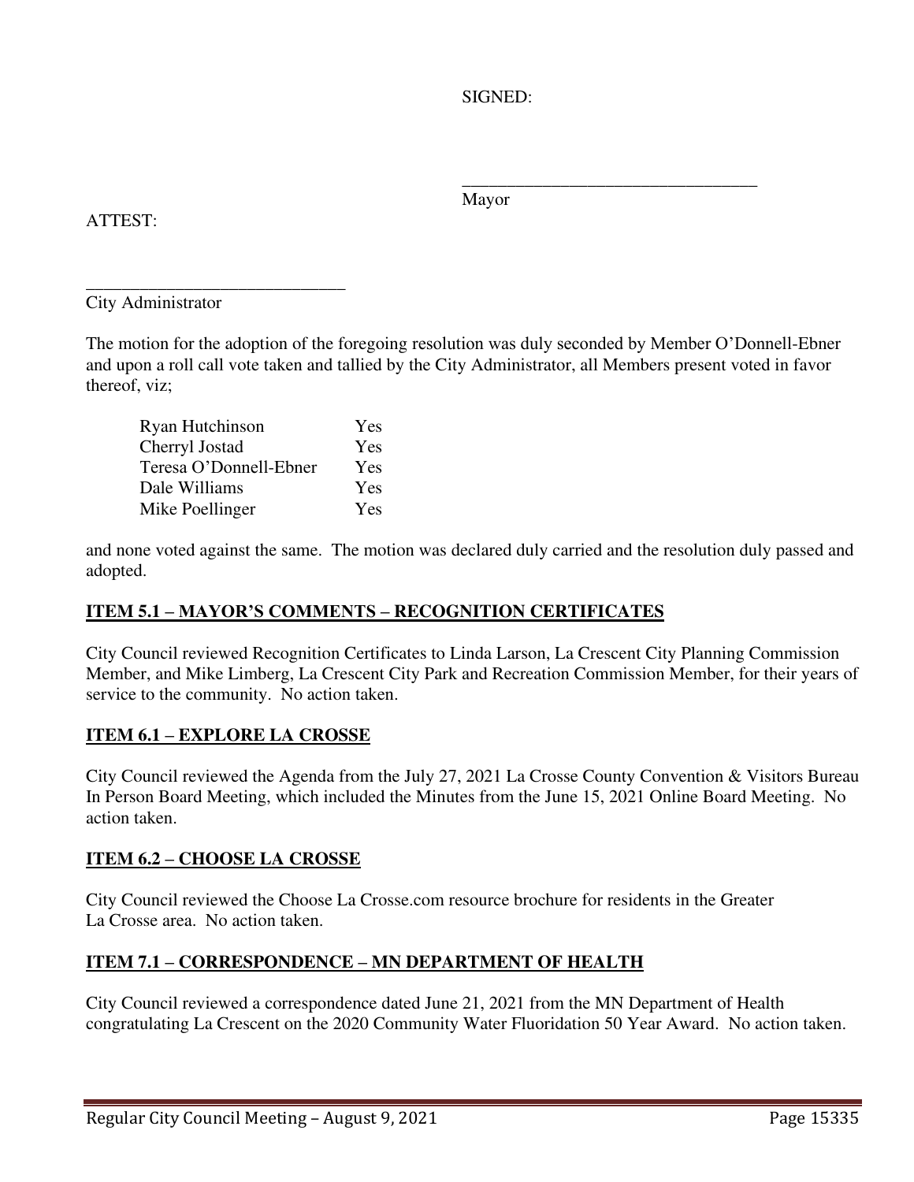SIGNED:

\_\_\_\_\_\_\_\_\_\_\_\_\_\_\_\_\_\_\_\_\_\_\_\_\_\_\_\_\_\_\_\_\_\_

Mayor

ATTEST:

\_\_\_\_\_\_\_\_\_\_\_\_\_\_\_\_\_\_\_\_\_\_\_\_\_\_\_\_\_\_

City Administrator

The motion for the adoption of the foregoing resolution was duly seconded by Member O'Donnell-Ebner and upon a roll call vote taken and tallied by the City Administrator, all Members present voted in favor thereof, viz;

| | |
|---|---|
| Ryan Hutchinson | Yes |
| Cherryl Jostad | Yes |
| Teresa O'Donnell-Ebner | Yes |
| Dale Williams | Yes |
| Mike Poellinger | Yes |

and none voted against the same. The motion was declared duly carried and the resolution duly passed and adopted.

**ITEM 5.1 – MAYOR'S COMMENTS – RECOGNITION CERTIFICATES**

City Council reviewed Recognition Certificates to Linda Larson, La Crescent City Planning Commission Member, and Mike Limberg, La Crescent City Park and Recreation Commission Member, for their years of service to the community. No action taken.

**ITEM 6.1 – EXPLORE LA CROSSE**

City Council reviewed the Agenda from the July 27, 2021 La Crosse County Convention & Visitors Bureau In Person Board Meeting, which included the Minutes from the June 15, 2021 Online Board Meeting. No action taken.

**ITEM 6.2 – CHOOSE LA CROSSE**

City Council reviewed the Choose La Crosse.com resource brochure for residents in the Greater La Crosse area. No action taken.

**ITEM 7.1 – CORRESPONDENCE – MN DEPARTMENT OF HEALTH**

City Council reviewed a correspondence dated June 21, 2021 from the MN Department of Health congratulating La Crescent on the 2020 Community Water Fluoridation 50 Year Award. No action taken.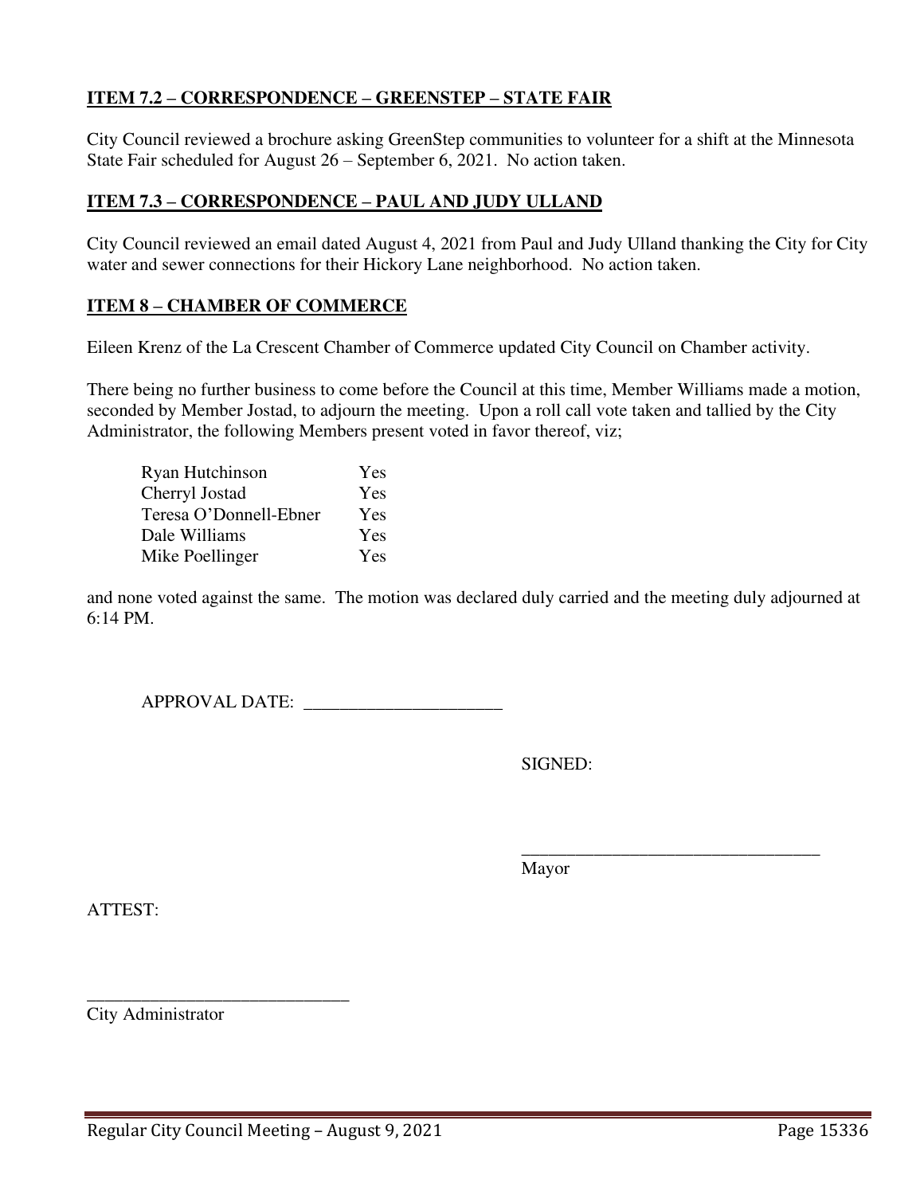**ITEM 7.2 – CORRESPONDENCE – GREENSTEP – STATE FAIR**

City Council reviewed a brochure asking GreenStep communities to volunteer for a shift at the Minnesota State Fair scheduled for August 26 – September 6, 2021. No action taken.

**ITEM 7.3 – CORRESPONDENCE – PAUL AND JUDY ULLAND**

City Council reviewed an email dated August 4, 2021 from Paul and Judy Ulland thanking the City for City water and sewer connections for their Hickory Lane neighborhood. No action taken.

**ITEM 8 – CHAMBER OF COMMERCE**

Eileen Krenz of the La Crescent Chamber of Commerce updated City Council on Chamber activity.

There being no further business to come before the Council at this time, Member Williams made a motion, seconded by Member Jostad, to adjourn the meeting. Upon a roll call vote taken and tallied by the City Administrator, the following Members present voted in favor thereof, viz;

| | |
|---|---|
| Ryan Hutchinson | Yes |
| Cherryl Jostad | Yes |
| Teresa O'Donnell-Ebner | Yes |
| Dale Williams | Yes |
| Mike Poellinger | Yes |

and none voted against the same. The motion was declared duly carried and the meeting duly adjourned at 6:14 PM.

APPROVAL DATE: ______________________

SIGNED:

__________________________________
Mayor

ATTEST:

______________________________
City Administrator